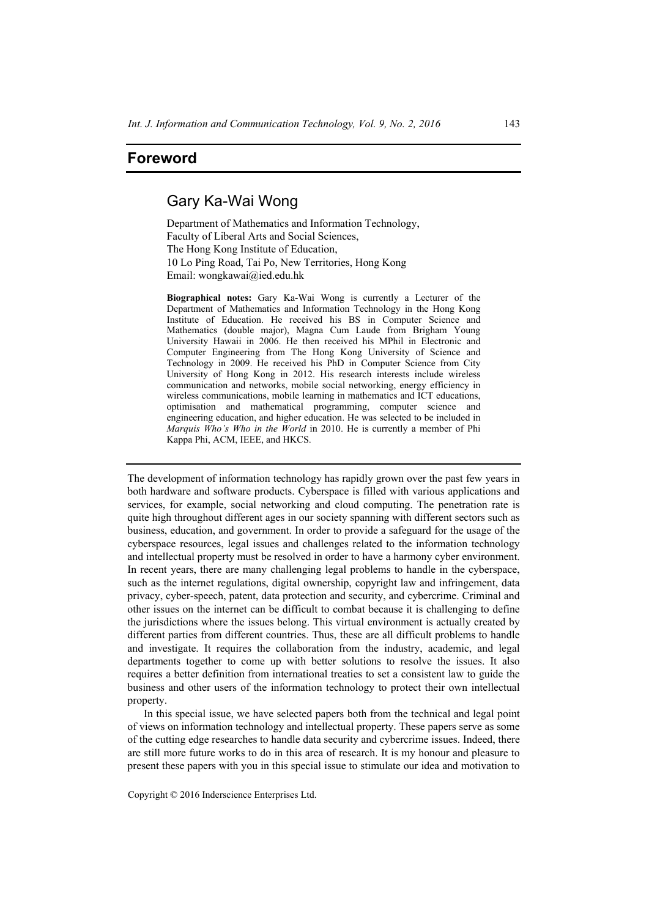# Foreword

## Gary Ka-Wai Wong

Department of Mathematics and Information Technology,
Faculty of Liberal Arts and Social Sciences,
The Hong Kong Institute of Education,
10 Lo Ping Road, Tai Po, New Territories, Hong Kong
Email: wongkawai@ied.edu.hk

**Biographical notes:** Gary Ka-Wai Wong is currently a Lecturer of the Department of Mathematics and Information Technology in the Hong Kong Institute of Education. He received his BS in Computer Science and Mathematics (double major), Magna Cum Laude from Brigham Young University Hawaii in 2006. He then received his MPhil in Electronic and Computer Engineering from The Hong Kong University of Science and Technology in 2009. He received his PhD in Computer Science from City University of Hong Kong in 2012. His research interests include wireless communication and networks, mobile social networking, energy efficiency in wireless communications, mobile learning in mathematics and ICT educations, optimisation and mathematical programming, computer science and engineering education, and higher education. He was selected to be included in *Marquis Who's Who in the World* in 2010. He is currently a member of Phi Kappa Phi, ACM, IEEE, and HKCS.

---

The development of information technology has rapidly grown over the past few years in both hardware and software products. Cyberspace is filled with various applications and services, for example, social networking and cloud computing. The penetration rate is quite high throughout different ages in our society spanning with different sectors such as business, education, and government. In order to provide a safeguard for the usage of the cyberspace resources, legal issues and challenges related to the information technology and intellectual property must be resolved in order to have a harmony cyber environment. In recent years, there are many challenging legal problems to handle in the cyberspace, such as the internet regulations, digital ownership, copyright law and infringement, data privacy, cyber-speech, patent, data protection and security, and cybercrime. Criminal and other issues on the internet can be difficult to combat because it is challenging to define the jurisdictions where the issues belong. This virtual environment is actually created by different parties from different countries. Thus, these are all difficult problems to handle and investigate. It requires the collaboration from the industry, academic, and legal departments together to come up with better solutions to resolve the issues. It also requires a better definition from international treaties to set a consistent law to guide the business and other users of the information technology to protect their own intellectual property.

In this special issue, we have selected papers both from the technical and legal point of views on information technology and intellectual property. These papers serve as some of the cutting edge researches to handle data security and cybercrime issues. Indeed, there are still more future works to do in this area of research. It is my honour and pleasure to present these papers with you in this special issue to stimulate our idea and motivation to

Copyright © 2016 Inderscience Enterprises Ltd.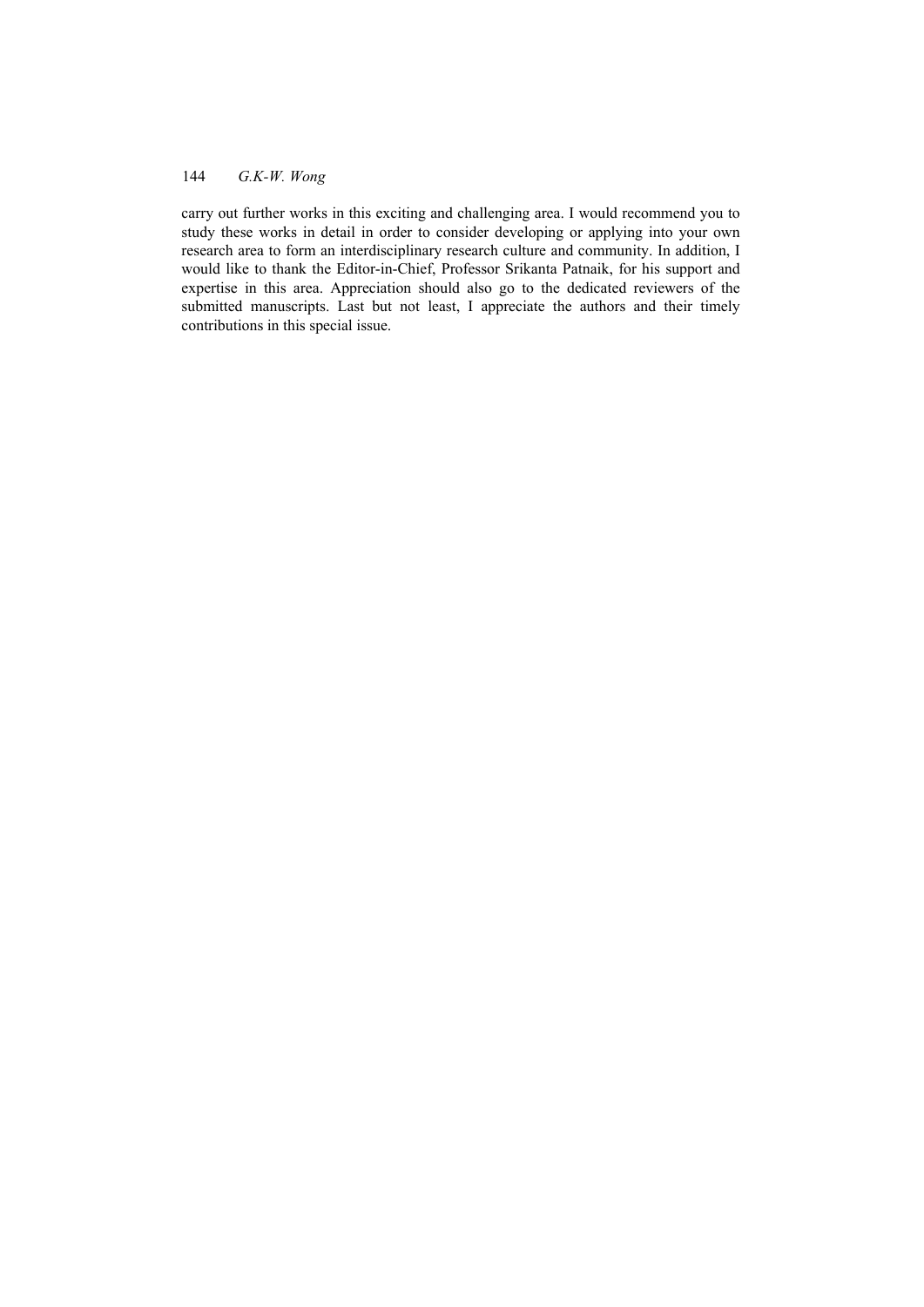carry out further works in this exciting and challenging area. I would recommend you to study these works in detail in order to consider developing or applying into your own research area to form an interdisciplinary research culture and community. In addition, I would like to thank the Editor-in-Chief, Professor Srikanta Patnaik, for his support and expertise in this area. Appreciation should also go to the dedicated reviewers of the submitted manuscripts. Last but not least, I appreciate the authors and their timely contributions in this special issue.